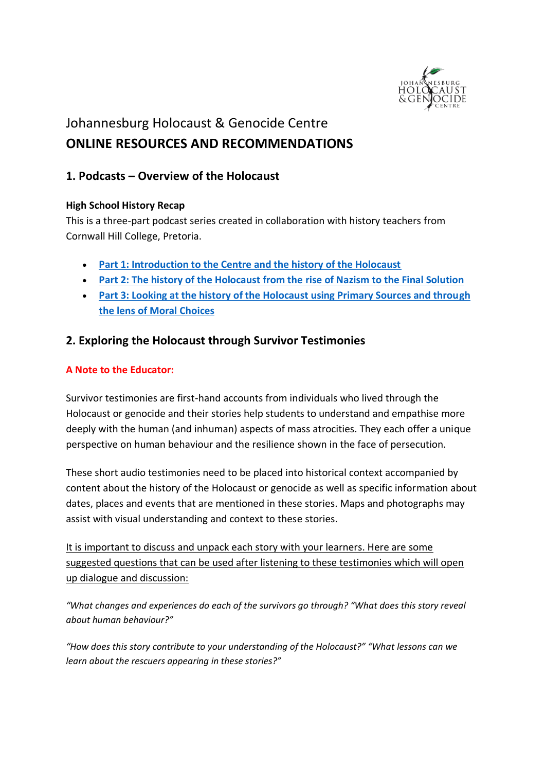# Johannesburg Holocaust & Genocide Centre
# ONLINE RESOURCES AND RECOMMENDATIONS

## 1. Podcasts – Overview of the Holocaust

**High School History Recap**

This is a three-part podcast series created in collaboration with history teachers from Cornwall Hill College, Pretoria.

- **Part 1: Introduction to the Centre and the history of the Holocaust**
- **Part 2: The history of the Holocaust from the rise of Nazism to the Final Solution**
- **Part 3: Looking at the history of the Holocaust using Primary Sources and through the lens of Moral Choices**

## 2. Exploring the Holocaust through Survivor Testimonies

**A Note to the Educator:**

Survivor testimonies are first-hand accounts from individuals who lived through the Holocaust or genocide and their stories help students to understand and empathise more deeply with the human (and inhuman) aspects of mass atrocities. They each offer a unique perspective on human behaviour and the resilience shown in the face of persecution.

These short audio testimonies need to be placed into historical context accompanied by content about the history of the Holocaust or genocide as well as specific information about dates, places and events that are mentioned in these stories. Maps and photographs may assist with visual understanding and context to these stories.

It is important to discuss and unpack each story with your learners. Here are some suggested questions that can be used after listening to these testimonies which will open up dialogue and discussion:

*"What changes and experiences do each of the survivors go through? "What does this story reveal about human behaviour?"*

*"How does this story contribute to your understanding of the Holocaust?" "What lessons can we learn about the rescuers appearing in these stories?"*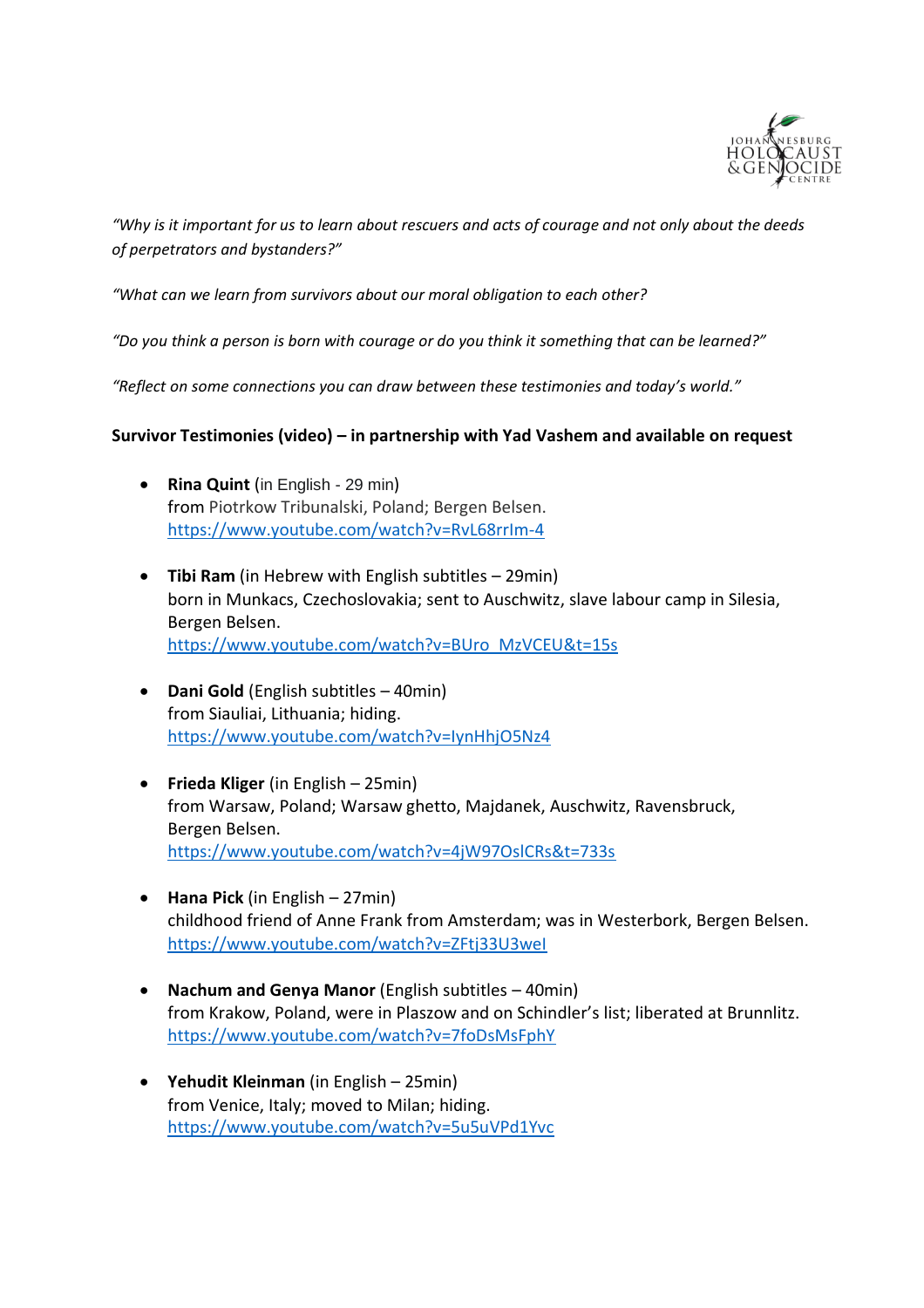*"Why is it important for us to learn about rescuers and acts of courage and not only about the deeds of perpetrators and bystanders?"*

*"What can we learn from survivors about our moral obligation to each other?*

*"Do you think a person is born with courage or do you think it something that can be learned?"*

*"Reflect on some connections you can draw between these testimonies and today's world."*

**Survivor Testimonies (video) – in partnership with Yad Vashem and available on request**

- **Rina Quint** (in English - 29 min)
  from Piotrkow Tribunalski, Poland; Bergen Belsen.
  https://www.youtube.com/watch?v=RvL68rrIm-4

- **Tibi Ram** (in Hebrew with English subtitles – 29min)
  born in Munkacs, Czechoslovakia; sent to Auschwitz, slave labour camp in Silesia, Bergen Belsen.
  https://www.youtube.com/watch?v=BUro_MzVCEU&t=15s

- **Dani Gold** (English subtitles – 40min)
  from Siauliai, Lithuania; hiding.
  https://www.youtube.com/watch?v=IynHhjO5Nz4

- **Frieda Kliger** (in English – 25min)
  from Warsaw, Poland; Warsaw ghetto, Majdanek, Auschwitz, Ravensbruck, Bergen Belsen.
  https://www.youtube.com/watch?v=4jW97OslCRs&t=733s

- **Hana Pick** (in English – 27min)
  childhood friend of Anne Frank from Amsterdam; was in Westerbork, Bergen Belsen.
  https://www.youtube.com/watch?v=ZFtj33U3weI

- **Nachum and Genya Manor** (English subtitles – 40min)
  from Krakow, Poland, were in Plaszow and on Schindler's list; liberated at Brunnlitz.
  https://www.youtube.com/watch?v=7foDsMsFphY

- **Yehudit Kleinman** (in English – 25min)
  from Venice, Italy; moved to Milan; hiding.
  https://www.youtube.com/watch?v=5u5uVPd1Yvc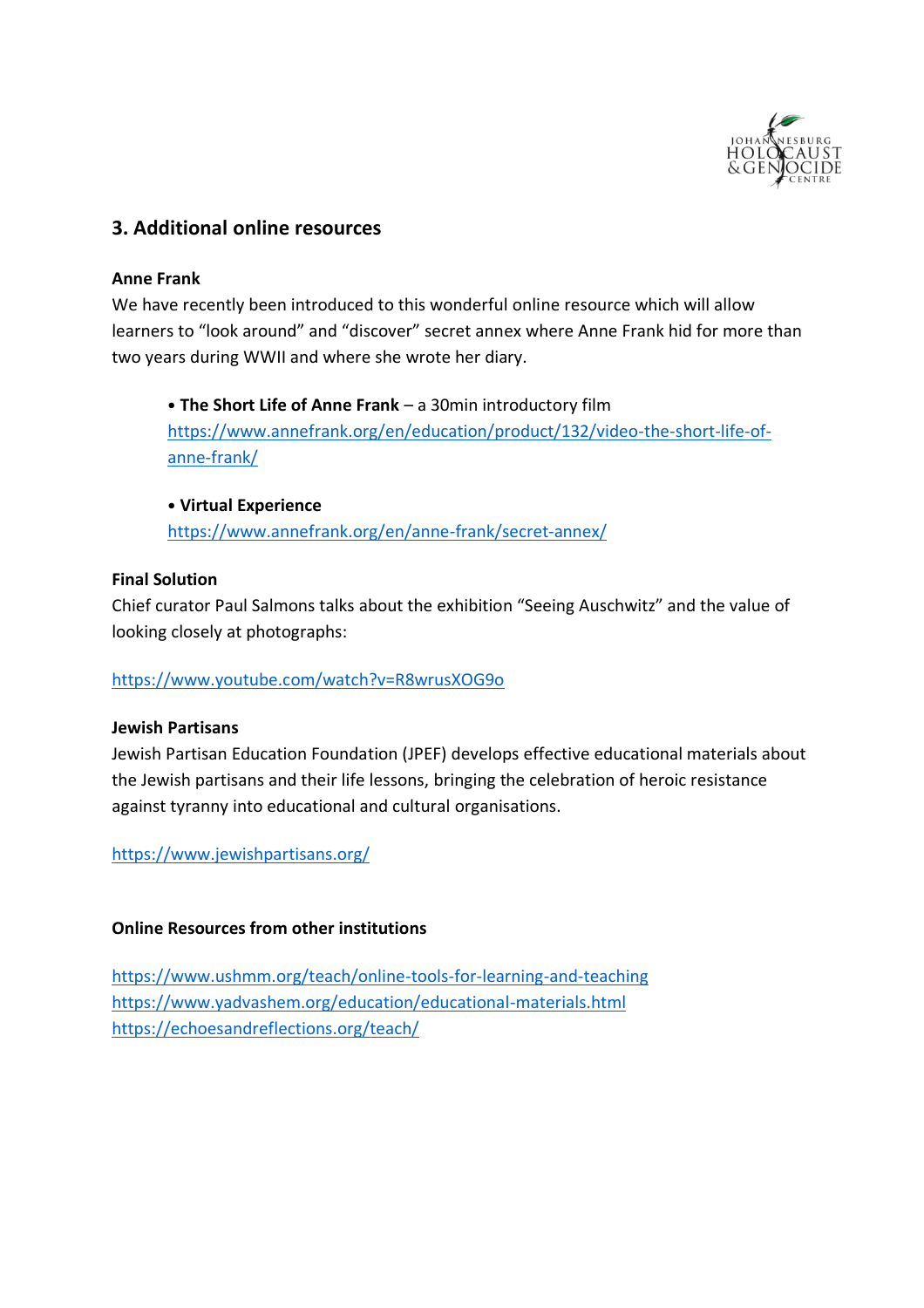## 3. Additional online resources

**Anne Frank**

We have recently been introduced to this wonderful online resource which will allow learners to "look around" and "discover" secret annex where Anne Frank hid for more than two years during WWII and where she wrote her diary.

- **The Short Life of Anne Frank** – a 30min introductory film
  https://www.annefrank.org/en/education/product/132/video-the-short-life-of-anne-frank/

- **Virtual Experience**
  https://www.annefrank.org/en/anne-frank/secret-annex/

**Final Solution**

Chief curator Paul Salmons talks about the exhibition "Seeing Auschwitz" and the value of looking closely at photographs:

https://www.youtube.com/watch?v=R8wrusXOG9o

**Jewish Partisans**

Jewish Partisan Education Foundation (JPEF) develops effective educational materials about the Jewish partisans and their life lessons, bringing the celebration of heroic resistance against tyranny into educational and cultural organisations.

https://www.jewishpartisans.org/

**Online Resources from other institutions**

https://www.ushmm.org/teach/online-tools-for-learning-and-teaching
https://www.yadvashem.org/education/educational-materials.html
https://echoesandreflections.org/teach/